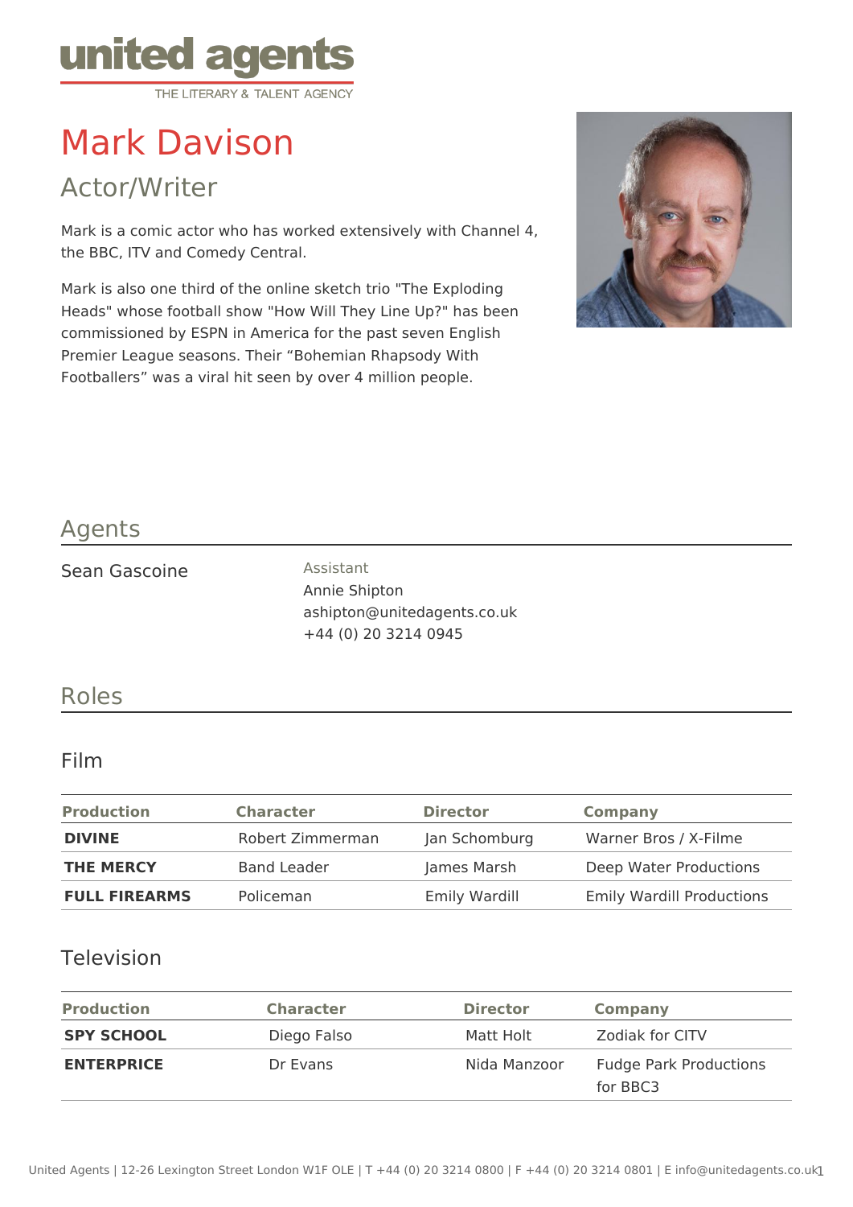# Mark Davison

## Actor/Writer

Mark is a comic actor who has worked extensively with Channel 4, the BBC, ITV and Comedy Central.

Mark is also one third of the online sketch trio "The Exploding Heads" whose football show "How Will They Line Up?" has been commissioned by ESPN in America for the past seven English Premier League seasons. Their “Bohemian Rhapsody With Footballers” was a viral hit seen by over 4 million people.

## Agents

Sean Gascoine

Assistant
Annie Shipton
ashipton@unitedagents.co.uk
+44 (0) 20 3214 0945

## Roles

### Film

| Production | Character | Director | Company |
|---|---|---|---|
| **DIVINE** | Robert Zimmerman | Jan Schomburg | Warner Bros / X-Filme |
| **THE MERCY** | Band Leader | James Marsh | Deep Water Productions |
| **FULL FIREARMS** | Policeman | Emily Wardill | Emily Wardill Productions |

### Television

| Production | Character | Director | Company |
|---|---|---|---|
| **SPY SCHOOL** | Diego Falso | Matt Holt | Zodiak for CITV |
| **ENTERPRICE** | Dr Evans | Nida Manzoor | Fudge Park Productions for BBC3 |

United Agents | 12-26 Lexington Street London W1F OLE | T +44 (0) 20 3214 0800 | F +44 (0) 20 3214 0801 | E info@unitedagents.co.uk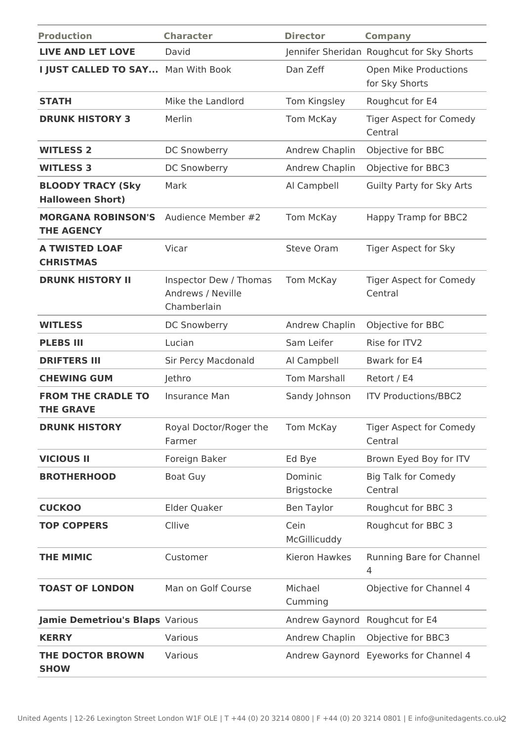| Production | Character | Director | Company |
| --- | --- | --- | --- |
| **LIVE AND LET LOVE** | David | Jennifer Sheridan | Roughcut for Sky Shorts |
| **I JUST CALLED TO SAY...** | Man With Book | Dan Zeff | Open Mike Productions for Sky Shorts |
| **STATH** | Mike the Landlord | Tom Kingsley | Roughcut for E4 |
| **DRUNK HISTORY 3** | Merlin | Tom McKay | Tiger Aspect for Comedy Central |
| **WITLESS 2** | DC Snowberry | Andrew Chaplin | Objective for BBC |
| **WITLESS 3** | DC Snowberry | Andrew Chaplin | Objective for BBC3 |
| **BLOODY TRACY (Sky Halloween Short)** | Mark | Al Campbell | Guilty Party for Sky Arts |
| **MORGANA ROBINSON'S THE AGENCY** | Audience Member #2 | Tom McKay | Happy Tramp for BBC2 |
| **A TWISTED LOAF CHRISTMAS** | Vicar | Steve Oram | Tiger Aspect for Sky |
| **DRUNK HISTORY II** | Inspector Dew / Thomas Andrews / Neville Chamberlain | Tom McKay | Tiger Aspect for Comedy Central |
| **WITLESS** | DC Snowberry | Andrew Chaplin | Objective for BBC |
| **PLEBS III** | Lucian | Sam Leifer | Rise for ITV2 |
| **DRIFTERS III** | Sir Percy Macdonald | Al Campbell | Bwark for E4 |
| **CHEWING GUM** | Jethro | Tom Marshall | Retort / E4 |
| **FROM THE CRADLE TO THE GRAVE** | Insurance Man | Sandy Johnson | ITV Productions/BBC2 |
| **DRUNK HISTORY** | Royal Doctor/Roger the Farmer | Tom McKay | Tiger Aspect for Comedy Central |
| **VICIOUS II** | Foreign Baker | Ed Bye | Brown Eyed Boy for ITV |
| **BROTHERHOOD** | Boat Guy | Dominic Brigstocke | Big Talk for Comedy Central |
| **CUCKOO** | Elder Quaker | Ben Taylor | Roughcut for BBC 3 |
| **TOP COPPERS** | Cllive | Cein McGillicuddy | Roughcut for BBC 3 |
| **THE MIMIC** | Customer | Kieron Hawkes | Running Bare for Channel 4 |
| **TOAST OF LONDON** | Man on Golf Course | Michael Cumming | Objective for Channel 4 |
| **Jamie Demetriou's Blaps** | Various | Andrew Gaynord | Roughcut for E4 |
| **KERRY** | Various | Andrew Chaplin | Objective for BBC3 |
| **THE DOCTOR BROWN SHOW** | Various | Andrew Gaynord | Eyeworks for Channel 4 |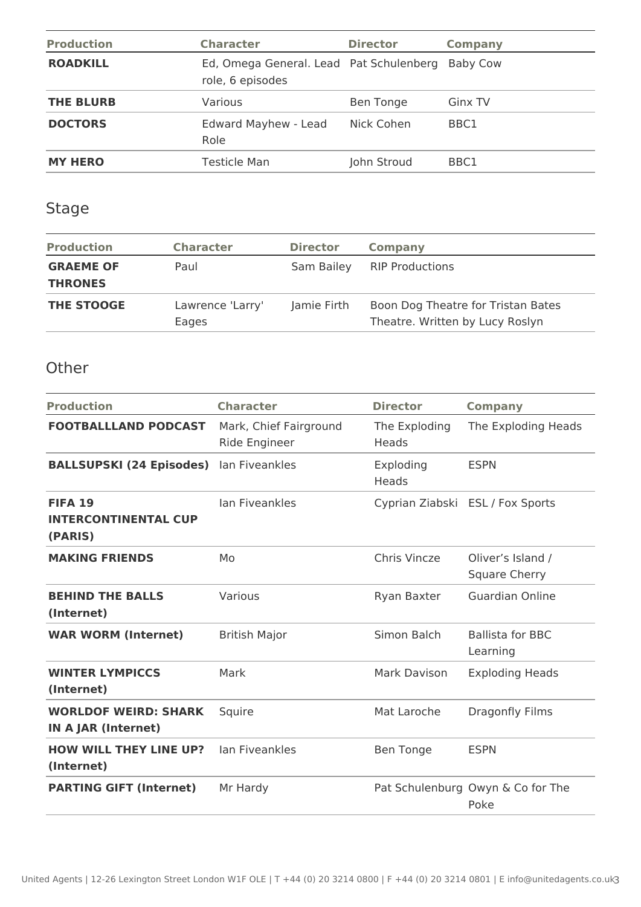| Production | Character | Director | Company |
| --- | --- | --- | --- |
| **ROADKILL** | Ed, Omega General. Lead role, 6 episodes | Pat Schulenberg | Baby Cow |
| **THE BLURB** | Various | Ben Tonge | Ginx TV |
| **DOCTORS** | Edward Mayhew - Lead Role | Nick Cohen | BBC1 |
| **MY HERO** | Testicle Man | John Stroud | BBC1 |

## Stage

| Production | Character | Director | Company |
| --- | --- | --- | --- |
| **GRAEME OF THRONES** | Paul | Sam Bailey | RIP Productions |
| **THE STOOGE** | Lawrence 'Larry' Eages | Jamie Firth | Boon Dog Theatre for Tristan Bates Theatre. Written by Lucy Roslyn |

## Other

| Production | Character | Director | Company |
| --- | --- | --- | --- |
| **FOOTBALLLAND PODCAST** | Mark, Chief Fairground Ride Engineer | The Exploding Heads | The Exploding Heads |
| **BALLSUPSKI (24 Episodes)** | Ian Fiveankles | Exploding Heads | ESPN |
| **FIFA 19 INTERCONTINENTAL CUP (PARIS)** | Ian Fiveankles | Cyprian Ziabski | ESL / Fox Sports |
| **MAKING FRIENDS** | Mo | Chris Vincze | Oliver's Island / Square Cherry |
| **BEHIND THE BALLS (Internet)** | Various | Ryan Baxter | Guardian Online |
| **WAR WORM (Internet)** | British Major | Simon Balch | Ballista for BBC Learning |
| **WINTER LYMPICCS (Internet)** | Mark | Mark Davison | Exploding Heads |
| **WORLDOF WEIRD: SHARK IN A JAR (Internet)** | Squire | Mat Laroche | Dragonfly Films |
| **HOW WILL THEY LINE UP? (Internet)** | Ian Fiveankles | Ben Tonge | ESPN |
| **PARTING GIFT (Internet)** | Mr Hardy | Pat Schulenburg | Owyn & Co for The Poke |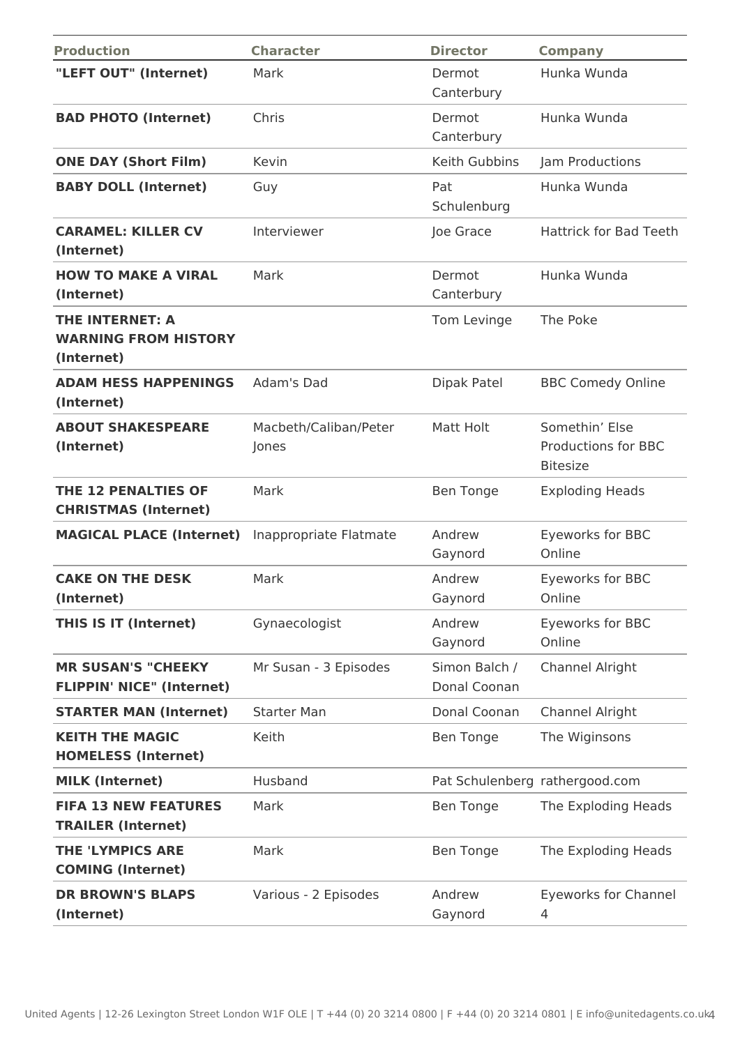| Production | Character | Director | Company |
|---|---|---|---|
| **"LEFT OUT" (Internet)** | Mark | Dermot Canterbury | Hunka Wunda |
| **BAD PHOTO (Internet)** | Chris | Dermot Canterbury | Hunka Wunda |
| **ONE DAY (Short Film)** | Kevin | Keith Gubbins | Jam Productions |
| **BABY DOLL (Internet)** | Guy | Pat Schulenburg | Hunka Wunda |
| **CARAMEL: KILLER CV (Internet)** | Interviewer | Joe Grace | Hattrick for Bad Teeth |
| **HOW TO MAKE A VIRAL (Internet)** | Mark | Dermot Canterbury | Hunka Wunda |
| **THE INTERNET: A WARNING FROM HISTORY (Internet)** | | Tom Levinge | The Poke |
| **ADAM HESS HAPPENINGS (Internet)** | Adam's Dad | Dipak Patel | BBC Comedy Online |
| **ABOUT SHAKESPEARE (Internet)** | Macbeth/Caliban/Peter Jones | Matt Holt | Somethin' Else Productions for BBC Bitesize |
| **THE 12 PENALTIES OF CHRISTMAS (Internet)** | Mark | Ben Tonge | Exploding Heads |
| **MAGICAL PLACE (Internet)** | Inappropriate Flatmate | Andrew Gaynord | Eyeworks for BBC Online |
| **CAKE ON THE DESK (Internet)** | Mark | Andrew Gaynord | Eyeworks for BBC Online |
| **THIS IS IT (Internet)** | Gynaecologist | Andrew Gaynord | Eyeworks for BBC Online |
| **MR SUSAN'S "CHEEKY FLIPPIN' NICE" (Internet)** | Mr Susan - 3 Episodes | Simon Balch / Donal Coonan | Channel Alright |
| **STARTER MAN (Internet)** | Starter Man | Donal Coonan | Channel Alright |
| **KEITH THE MAGIC HOMELESS (Internet)** | Keith | Ben Tonge | The Wiginsons |
| **MILK (Internet)** | Husband | Pat Schulenberg | rathergood.com |
| **FIFA 13 NEW FEATURES TRAILER (Internet)** | Mark | Ben Tonge | The Exploding Heads |
| **THE 'LYMPICS ARE COMING (Internet)** | Mark | Ben Tonge | The Exploding Heads |
| **DR BROWN'S BLAPS (Internet)** | Various - 2 Episodes | Andrew Gaynord | Eyeworks for Channel 4 |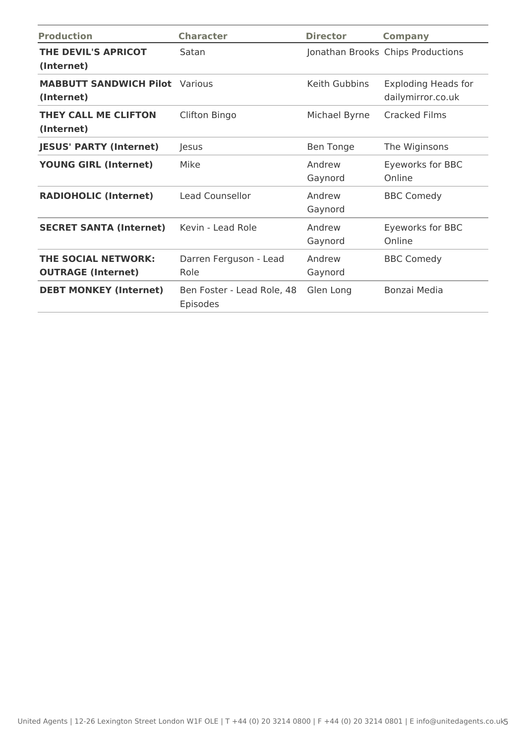| Production | Character | Director | Company |
|---|---|---|---|
| **THE DEVIL'S APRICOT (Internet)** | Satan | Jonathan Brooks | Chips Productions |
| **MABBUTT SANDWICH Pilot (Internet)** | Various | Keith Gubbins | Exploding Heads for dailymirror.co.uk |
| **THEY CALL ME CLIFTON (Internet)** | Clifton Bingo | Michael Byrne | Cracked Films |
| **JESUS' PARTY (Internet)** | Jesus | Ben Tonge | The Wiginsons |
| **YOUNG GIRL (Internet)** | Mike | Andrew Gaynord | Eyeworks for BBC Online |
| **RADIOHOLIC (Internet)** | Lead Counsellor | Andrew Gaynord | BBC Comedy |
| **SECRET SANTA (Internet)** | Kevin - Lead Role | Andrew Gaynord | Eyeworks for BBC Online |
| **THE SOCIAL NETWORK: OUTRAGE (Internet)** | Darren Ferguson - Lead Role | Andrew Gaynord | BBC Comedy |
| **DEBT MONKEY (Internet)** | Ben Foster - Lead Role, 48 Episodes | Glen Long | Bonzai Media |